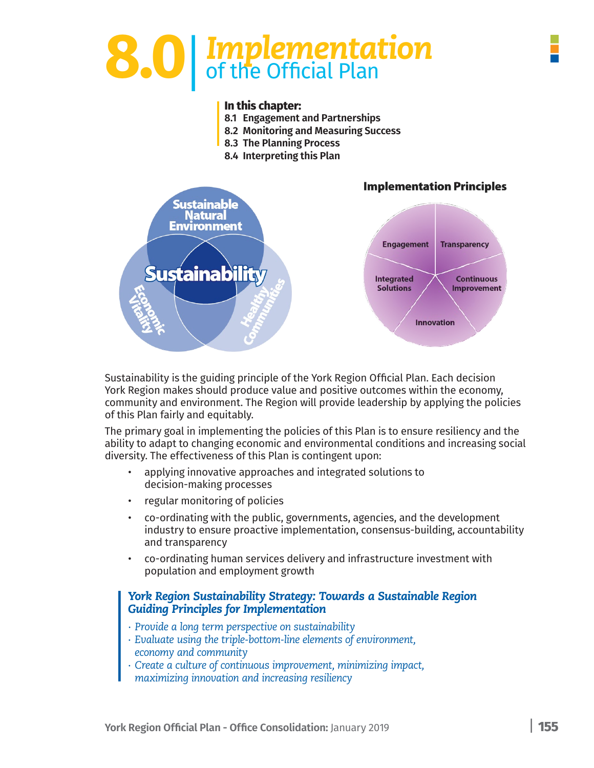# 8.0 | *Implementation* of the Official Plan

**In this chapter:**

**8.1 Engagement and Partnerships**
**8.2 Monitoring and Measuring Success**
**8.3 The Planning Process**
**8.4 Interpreting this Plan**

**Implementation Principles**

Sustainability is the guiding principle of the York Region Official Plan. Each decision York Region makes should produce value and positive outcomes within the economy, community and environment. The Region will provide leadership by applying the policies of this Plan fairly and equitably.

The primary goal in implementing the policies of this Plan is to ensure resiliency and the ability to adapt to changing economic and environmental conditions and increasing social diversity. The effectiveness of this Plan is contingent upon:

- applying innovative approaches and integrated solutions to decision-making processes
- regular monitoring of policies
- co-ordinating with the public, governments, agencies, and the development industry to ensure proactive implementation, consensus-building, accountability and transparency
- co-ordinating human services delivery and infrastructure investment with population and employment growth

***York Region Sustainability Strategy: Towards a Sustainable Region Guiding Principles for Implementation***

- *Provide a long term perspective on sustainability*
- *Evaluate using the triple-bottom-line elements of environment, economy and community*
- *Create a culture of continuous improvement, minimizing impact, maximizing innovation and increasing resiliency*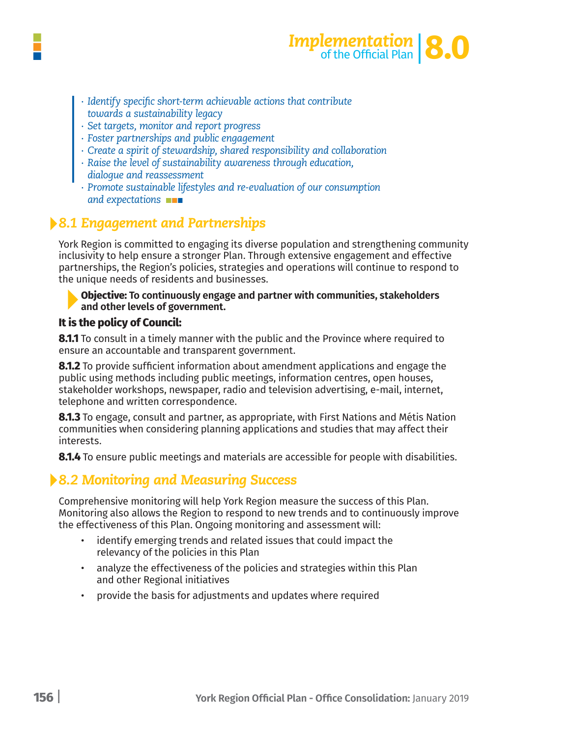*· Identify specific short-term achievable actions that contribute towards a sustainability legacy*
*· Set targets, monitor and report progress*
*· Foster partnerships and public engagement*
*· Create a spirit of stewardship, shared responsibility and collaboration*
*· Raise the level of sustainability awareness through education, dialogue and reassessment*
*· Promote sustainable lifestyles and re-evaluation of our consumption and expectations*

## 8.1 Engagement and Partnerships

York Region is committed to engaging its diverse population and strengthening community inclusivity to help ensure a stronger Plan. Through extensive engagement and effective partnerships, the Region's policies, strategies and operations will continue to respond to the unique needs of residents and businesses.

**Objective: To continuously engage and partner with communities, stakeholders and other levels of government.**

**It is the policy of Council:**

**8.1.1** To consult in a timely manner with the public and the Province where required to ensure an accountable and transparent government.

**8.1.2** To provide sufficient information about amendment applications and engage the public using methods including public meetings, information centres, open houses, stakeholder workshops, newspaper, radio and television advertising, e-mail, internet, telephone and written correspondence.

**8.1.3** To engage, consult and partner, as appropriate, with First Nations and Métis Nation communities when considering planning applications and studies that may affect their interests.

**8.1.4** To ensure public meetings and materials are accessible for people with disabilities.

## 8.2 Monitoring and Measuring Success

Comprehensive monitoring will help York Region measure the success of this Plan. Monitoring also allows the Region to respond to new trends and to continuously improve the effectiveness of this Plan. Ongoing monitoring and assessment will:

- identify emerging trends and related issues that could impact the relevancy of the policies in this Plan
- analyze the effectiveness of the policies and strategies within this Plan and other Regional initiatives
- provide the basis for adjustments and updates where required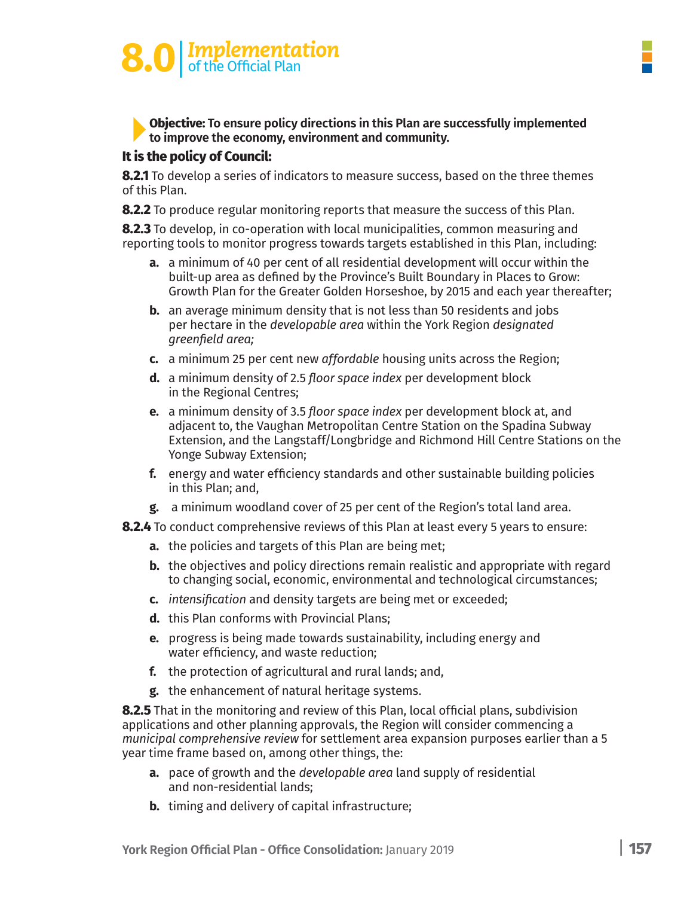# 8.0 Implementation of the Official Plan

**Objective: To ensure policy directions in this Plan are successfully implemented to improve the economy, environment and community.**

**It is the policy of Council:**

**8.2.1** To develop a series of indicators to measure success, based on the three themes of this Plan.

**8.2.2** To produce regular monitoring reports that measure the success of this Plan.

**8.2.3** To develop, in co-operation with local municipalities, common measuring and reporting tools to monitor progress towards targets established in this Plan, including:

- **a.** a minimum of 40 per cent of all residential development will occur within the built-up area as defined by the Province's Built Boundary in Places to Grow: Growth Plan for the Greater Golden Horseshoe, by 2015 and each year thereafter;
- **b.** an average minimum density that is not less than 50 residents and jobs per hectare in the *developable area* within the York Region *designated greenfield area;*
- **c.** a minimum 25 per cent new *affordable* housing units across the Region;
- **d.** a minimum density of 2.5 *floor space index* per development block in the Regional Centres;
- **e.** a minimum density of 3.5 *floor space index* per development block at, and adjacent to, the Vaughan Metropolitan Centre Station on the Spadina Subway Extension, and the Langstaff/Longbridge and Richmond Hill Centre Stations on the Yonge Subway Extension;
- **f.** energy and water efficiency standards and other sustainable building policies in this Plan; and,
- **g.** a minimum woodland cover of 25 per cent of the Region's total land area.

**8.2.4** To conduct comprehensive reviews of this Plan at least every 5 years to ensure:

- **a.** the policies and targets of this Plan are being met;
- **b.** the objectives and policy directions remain realistic and appropriate with regard to changing social, economic, environmental and technological circumstances;
- **c.** *intensification* and density targets are being met or exceeded;
- **d.** this Plan conforms with Provincial Plans;
- **e.** progress is being made towards sustainability, including energy and water efficiency, and waste reduction;
- **f.** the protection of agricultural and rural lands; and,
- **g.** the enhancement of natural heritage systems.

**8.2.5** That in the monitoring and review of this Plan, local official plans, subdivision applications and other planning approvals, the Region will consider commencing a *municipal comprehensive review* for settlement area expansion purposes earlier than a 5 year time frame based on, among other things, the:

- **a.** pace of growth and the *developable area* land supply of residential and non-residential lands;
- **b.** timing and delivery of capital infrastructure;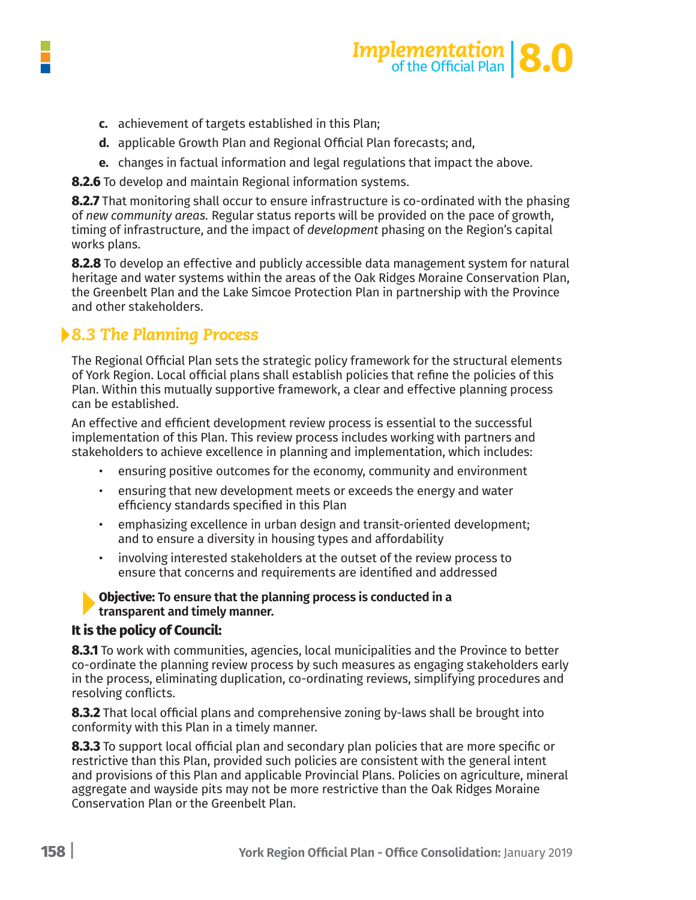c. achievement of targets established in this Plan;

d. applicable Growth Plan and Regional Official Plan forecasts; and,

e. changes in factual information and legal regulations that impact the above.

**8.2.6** To develop and maintain Regional information systems.

**8.2.7** That monitoring shall occur to ensure infrastructure is co-ordinated with the phasing of *new community areas.* Regular status reports will be provided on the pace of growth, timing of infrastructure, and the impact of *development* phasing on the Region's capital works plans.

**8.2.8** To develop an effective and publicly accessible data management system for natural heritage and water systems within the areas of the Oak Ridges Moraine Conservation Plan, the Greenbelt Plan and the Lake Simcoe Protection Plan in partnership with the Province and other stakeholders.

## 8.3 The Planning Process

The Regional Official Plan sets the strategic policy framework for the structural elements of York Region. Local official plans shall establish policies that refine the policies of this Plan. Within this mutually supportive framework, a clear and effective planning process can be established.

An effective and efficient development review process is essential to the successful implementation of this Plan. This review process includes working with partners and stakeholders to achieve excellence in planning and implementation, which includes:

- ensuring positive outcomes for the economy, community and environment
- ensuring that new development meets or exceeds the energy and water efficiency standards specified in this Plan
- emphasizing excellence in urban design and transit-oriented development; and to ensure a diversity in housing types and affordability
- involving interested stakeholders at the outset of the review process to ensure that concerns and requirements are identified and addressed

**Objective: To ensure that the planning process is conducted in a transparent and timely manner.**

### It is the policy of Council:

**8.3.1** To work with communities, agencies, local municipalities and the Province to better co-ordinate the planning review process by such measures as engaging stakeholders early in the process, eliminating duplication, co-ordinating reviews, simplifying procedures and resolving conflicts.

**8.3.2** That local official plans and comprehensive zoning by-laws shall be brought into conformity with this Plan in a timely manner.

**8.3.3** To support local official plan and secondary plan policies that are more specific or restrictive than this Plan, provided such policies are consistent with the general intent and provisions of this Plan and applicable Provincial Plans. Policies on agriculture, mineral aggregate and wayside pits may not be more restrictive than the Oak Ridges Moraine Conservation Plan or the Greenbelt Plan.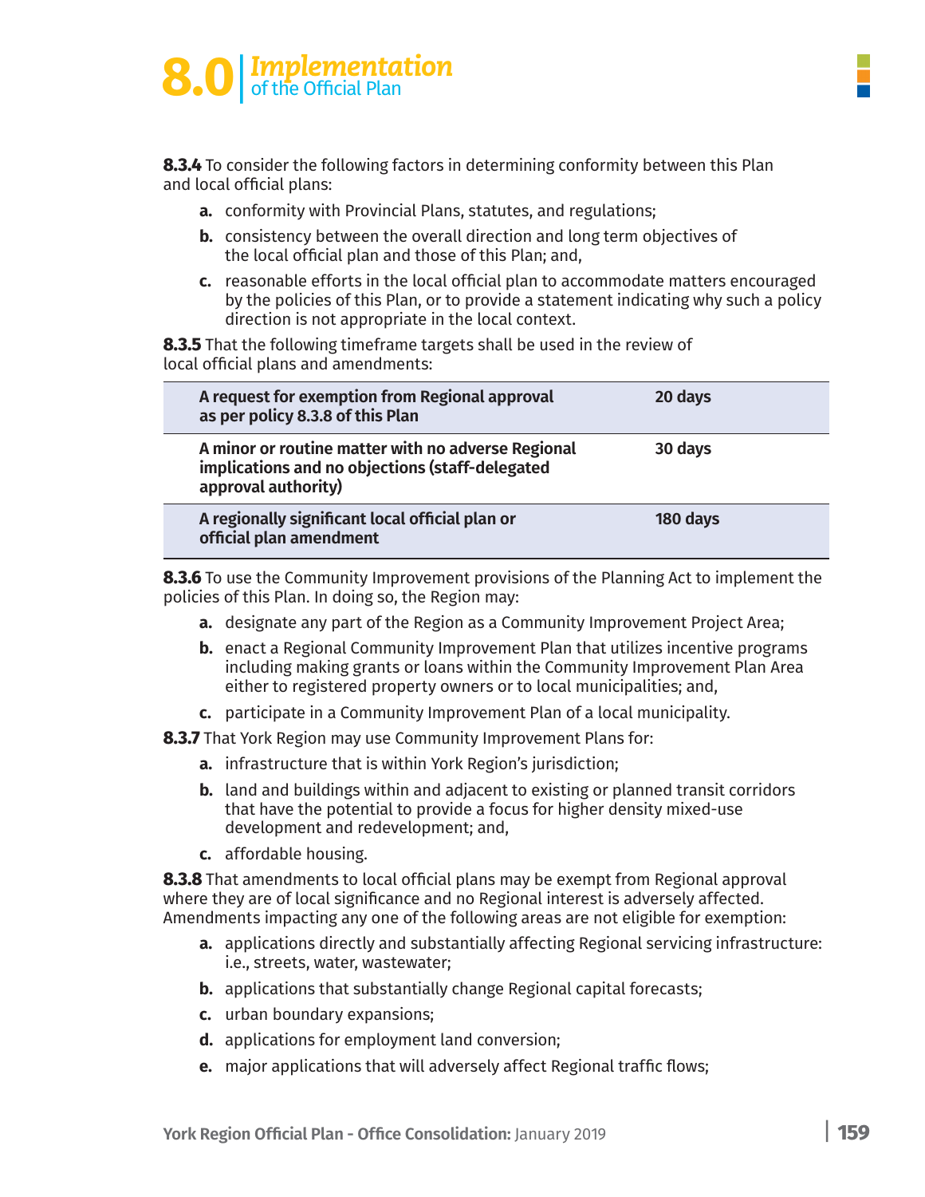**8.3.4** To consider the following factors in determining conformity between this Plan and local official plans:

a. conformity with Provincial Plans, statutes, and regulations;

b. consistency between the overall direction and long term objectives of the local official plan and those of this Plan; and,

c. reasonable efforts in the local official plan to accommodate matters encouraged by the policies of this Plan, or to provide a statement indicating why such a policy direction is not appropriate in the local context.

**8.3.5** That the following timeframe targets shall be used in the review of local official plans and amendments:

| | |
|---|---|
| **A request for exemption from Regional approval as per policy 8.3.8 of this Plan** | **20 days** |
| **A minor or routine matter with no adverse Regional implications and no objections (staff-delegated approval authority)** | **30 days** |
| **A regionally significant local official plan or official plan amendment** | **180 days** |

**8.3.6** To use the Community Improvement provisions of the Planning Act to implement the policies of this Plan. In doing so, the Region may:

a. designate any part of the Region as a Community Improvement Project Area;

b. enact a Regional Community Improvement Plan that utilizes incentive programs including making grants or loans within the Community Improvement Plan Area either to registered property owners or to local municipalities; and,

c. participate in a Community Improvement Plan of a local municipality.

**8.3.7** That York Region may use Community Improvement Plans for:

a. infrastructure that is within York Region's jurisdiction;

b. land and buildings within and adjacent to existing or planned transit corridors that have the potential to provide a focus for higher density mixed-use development and redevelopment; and,

c. affordable housing.

**8.3.8** That amendments to local official plans may be exempt from Regional approval where they are of local significance and no Regional interest is adversely affected. Amendments impacting any one of the following areas are not eligible for exemption:

a. applications directly and substantially affecting Regional servicing infrastructure: i.e., streets, water, wastewater;

b. applications that substantially change Regional capital forecasts;

c. urban boundary expansions;

d. applications for employment land conversion;

e. major applications that will adversely affect Regional traffic flows;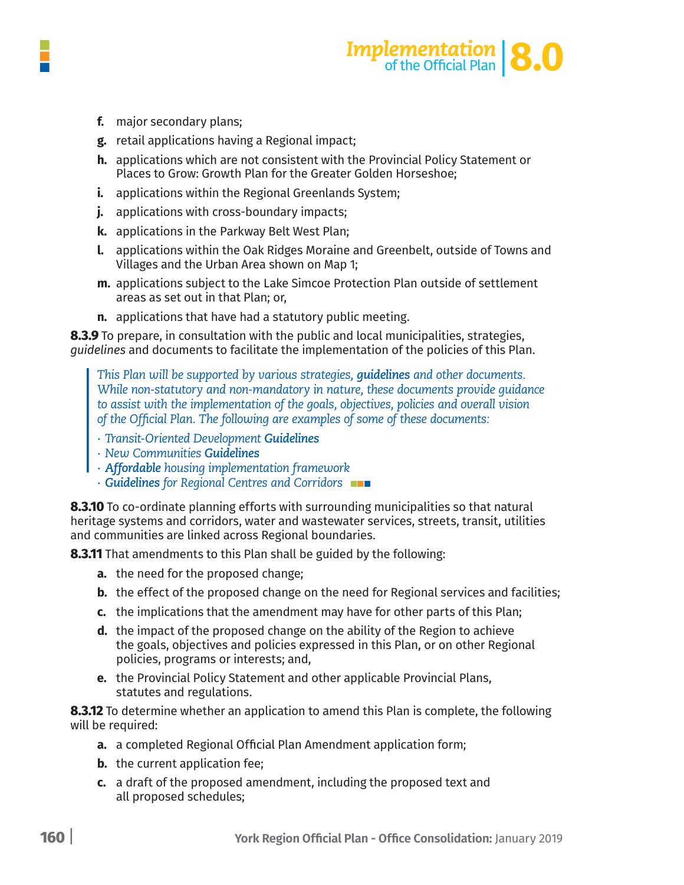f. major secondary plans;

g. retail applications having a Regional impact;

h. applications which are not consistent with the Provincial Policy Statement or Places to Grow: Growth Plan for the Greater Golden Horseshoe;

i. applications within the Regional Greenlands System;

j. applications with cross-boundary impacts;

k. applications in the Parkway Belt West Plan;

l. applications within the Oak Ridges Moraine and Greenbelt, outside of Towns and Villages and the Urban Area shown on Map 1;

m. applications subject to the Lake Simcoe Protection Plan outside of settlement areas as set out in that Plan; or,

n. applications that have had a statutory public meeting.

**8.3.9** To prepare, in consultation with the public and local municipalities, strategies, *guidelines* and documents to facilitate the implementation of the policies of this Plan.

> *This Plan will be supported by various strategies,* ***guidelines*** *and other documents. While non-statutory and non-mandatory in nature, these documents provide guidance to assist with the implementation of the goals, objectives, policies and overall vision of the Official Plan. The following are examples of some of these documents:*
>
> - *Transit-Oriented Development* ***Guidelines***
> - *New Communities* ***Guidelines***
> - ***Affordable*** *housing implementation framework*
> - ***Guidelines*** *for Regional Centres and Corridors*

**8.3.10** To co-ordinate planning efforts with surrounding municipalities so that natural heritage systems and corridors, water and wastewater services, streets, transit, utilities and communities are linked across Regional boundaries.

**8.3.11** That amendments to this Plan shall be guided by the following:

a. the need for the proposed change;

b. the effect of the proposed change on the need for Regional services and facilities;

c. the implications that the amendment may have for other parts of this Plan;

d. the impact of the proposed change on the ability of the Region to achieve the goals, objectives and policies expressed in this Plan, or on other Regional policies, programs or interests; and,

e. the Provincial Policy Statement and other applicable Provincial Plans, statutes and regulations.

**8.3.12** To determine whether an application to amend this Plan is complete, the following will be required:

a. a completed Regional Official Plan Amendment application form;

b. the current application fee;

c. a draft of the proposed amendment, including the proposed text and all proposed schedules;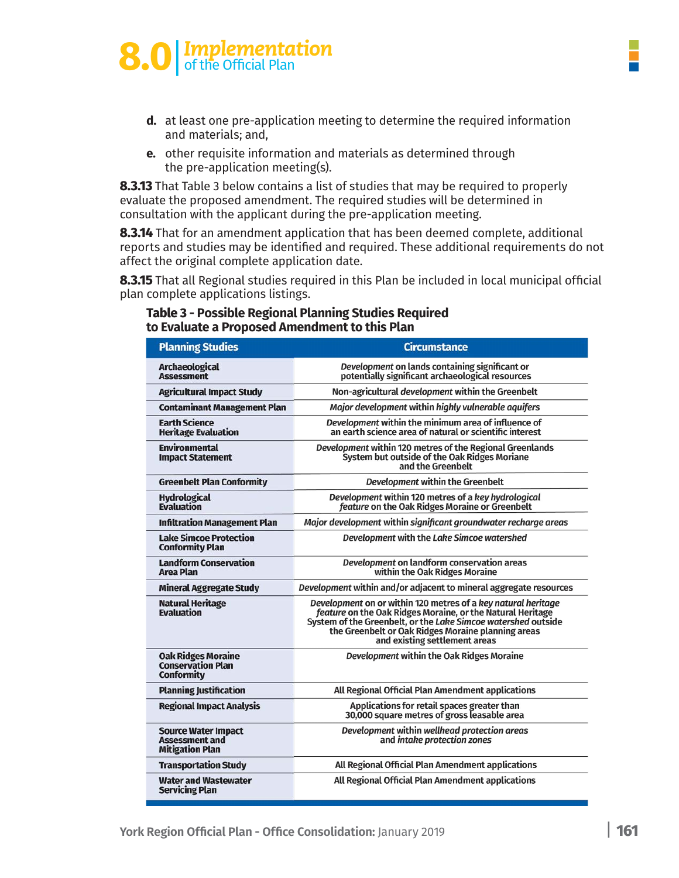d. at least one pre-application meeting to determine the required information and materials; and,

e. other requisite information and materials as determined through the pre-application meeting(s).

**8.3.13** That Table 3 below contains a list of studies that may be required to properly evaluate the proposed amendment. The required studies will be determined in consultation with the applicant during the pre-application meeting.

**8.3.14** That for an amendment application that has been deemed complete, additional reports and studies may be identified and required. These additional requirements do not affect the original complete application date.

**8.3.15** That all Regional studies required in this Plan be included in local municipal official plan complete applications listings.

**Table 3 - Possible Regional Planning Studies Required to Evaluate a Proposed Amendment to this Plan**

| Planning Studies | Circumstance |
|---|---|
| **Archaeological Assessment** | *Development* on lands containing significant or potentially significant archaeological resources |
| **Agricultural Impact Study** | Non-agricultural *development* within the Greenbelt |
| **Contaminant Management Plan** | *Major development* within *highly vulnerable aquifers* |
| **Earth Science Heritage Evaluation** | *Development* within the minimum area of influence of an earth science area of natural or scientific interest |
| **Environmental Impact Statement** | *Development* within 120 metres of the Regional Greenlands System but outside of the Oak Ridges Moriane and the Greenbelt |
| **Greenbelt Plan Conformity** | *Development* within the Greenbelt |
| **Hydrological Evaluation** | *Development* within 120 metres of a *key hydrological feature* on the Oak Ridges Moraine or Greenbelt |
| **Infiltration Management Plan** | *Major development* within *significant groundwater recharge areas* |
| **Lake Simcoe Protection Conformity Plan** | *Development* with the *Lake Simcoe watershed* |
| **Landform Conservation Area Plan** | *Development* on landform conservation areas within the Oak Ridges Moraine |
| **Mineral Aggregate Study** | *Development* within and/or adjacent to mineral aggregate resources |
| **Natural Heritage Evaluation** | *Development* on or within 120 metres of a *key natural heritage feature* on the Oak Ridges Moraine, or the Natural Heritage System of the Greenbelt, or the *Lake Simcoe watershed* outside the Greenbelt or Oak Ridges Moraine planning areas and existing settlement areas |
| **Oak Ridges Moraine Conservation Plan Conformity** | *Development* within the Oak Ridges Moraine |
| **Planning Justification** | All Regional Official Plan Amendment applications |
| **Regional Impact Analysis** | Applications for retail spaces greater than 30,000 square metres of gross leasable area |
| **Source Water Impact Assessment and Mitigation Plan** | *Development* within *wellhead protection areas* and *intake protection zones* |
| **Transportation Study** | All Regional Official Plan Amendment applications |
| **Water and Wastewater Servicing Plan** | All Regional Official Plan Amendment applications |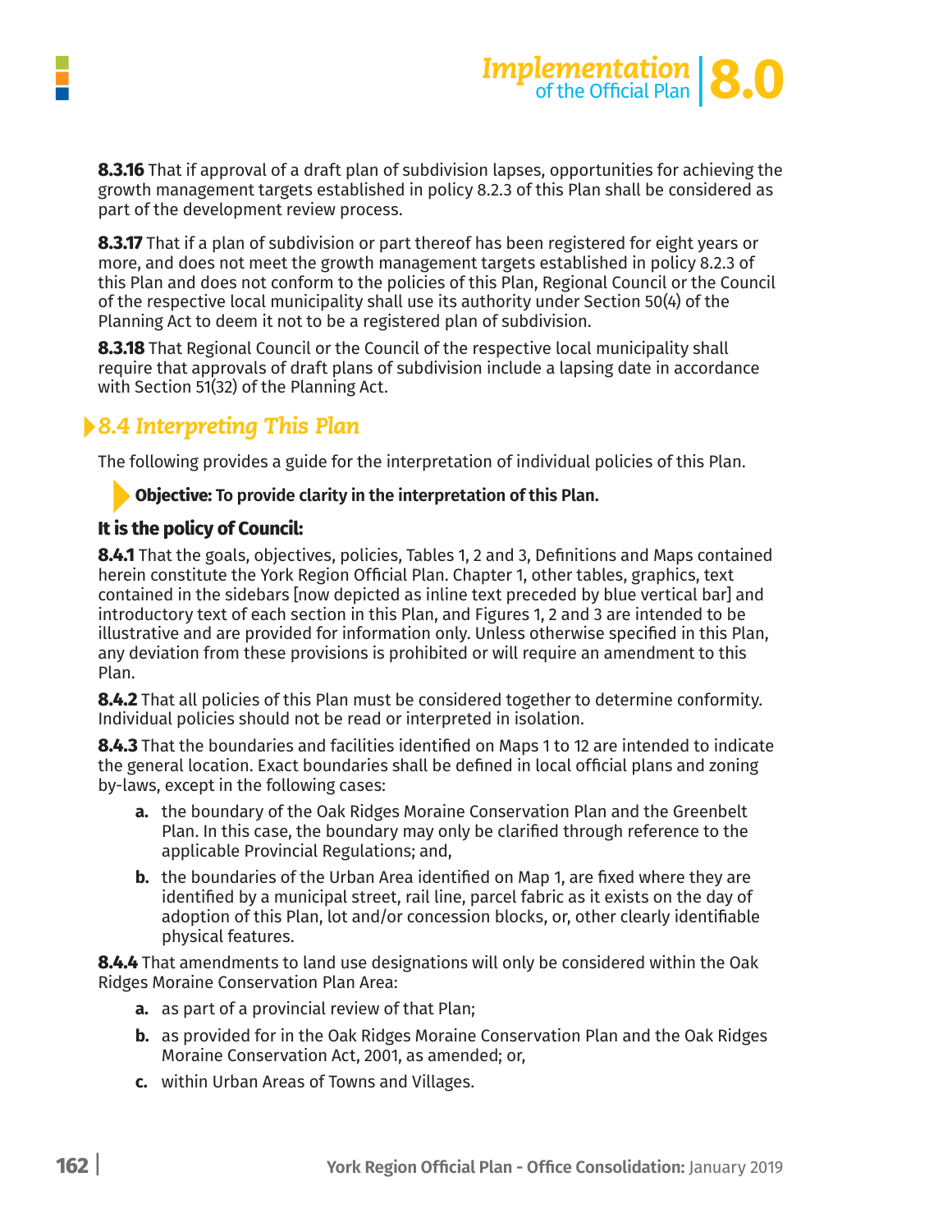**8.3.16** That if approval of a draft plan of subdivision lapses, opportunities for achieving the growth management targets established in policy 8.2.3 of this Plan shall be considered as part of the development review process.

**8.3.17** That if a plan of subdivision or part thereof has been registered for eight years or more, and does not meet the growth management targets established in policy 8.2.3 of this Plan and does not conform to the policies of this Plan, Regional Council or the Council of the respective local municipality shall use its authority under Section 50(4) of the Planning Act to deem it not to be a registered plan of subdivision.

**8.3.18** That Regional Council or the Council of the respective local municipality shall require that approvals of draft plans of subdivision include a lapsing date in accordance with Section 51(32) of the Planning Act.

## *8.4 Interpreting This Plan*

The following provides a guide for the interpretation of individual policies of this Plan.

**Objective: To provide clarity in the interpretation of this Plan.**

### It is the policy of Council:

**8.4.1** That the goals, objectives, policies, Tables 1, 2 and 3, Definitions and Maps contained herein constitute the York Region Official Plan. Chapter 1, other tables, graphics, text contained in the sidebars [now depicted as inline text preceded by blue vertical bar] and introductory text of each section in this Plan, and Figures 1, 2 and 3 are intended to be illustrative and are provided for information only. Unless otherwise specified in this Plan, any deviation from these provisions is prohibited or will require an amendment to this Plan.

**8.4.2** That all policies of this Plan must be considered together to determine conformity. Individual policies should not be read or interpreted in isolation.

**8.4.3** That the boundaries and facilities identified on Maps 1 to 12 are intended to indicate the general location. Exact boundaries shall be defined in local official plans and zoning by-laws, except in the following cases:

- **a.** the boundary of the Oak Ridges Moraine Conservation Plan and the Greenbelt Plan. In this case, the boundary may only be clarified through reference to the applicable Provincial Regulations; and,
- **b.** the boundaries of the Urban Area identified on Map 1, are fixed where they are identified by a municipal street, rail line, parcel fabric as it exists on the day of adoption of this Plan, lot and/or concession blocks, or, other clearly identifiable physical features.

**8.4.4** That amendments to land use designations will only be considered within the Oak Ridges Moraine Conservation Plan Area:

- **a.** as part of a provincial review of that Plan;
- **b.** as provided for in the Oak Ridges Moraine Conservation Plan and the Oak Ridges Moraine Conservation Act, 2001, as amended; or,
- **c.** within Urban Areas of Towns and Villages.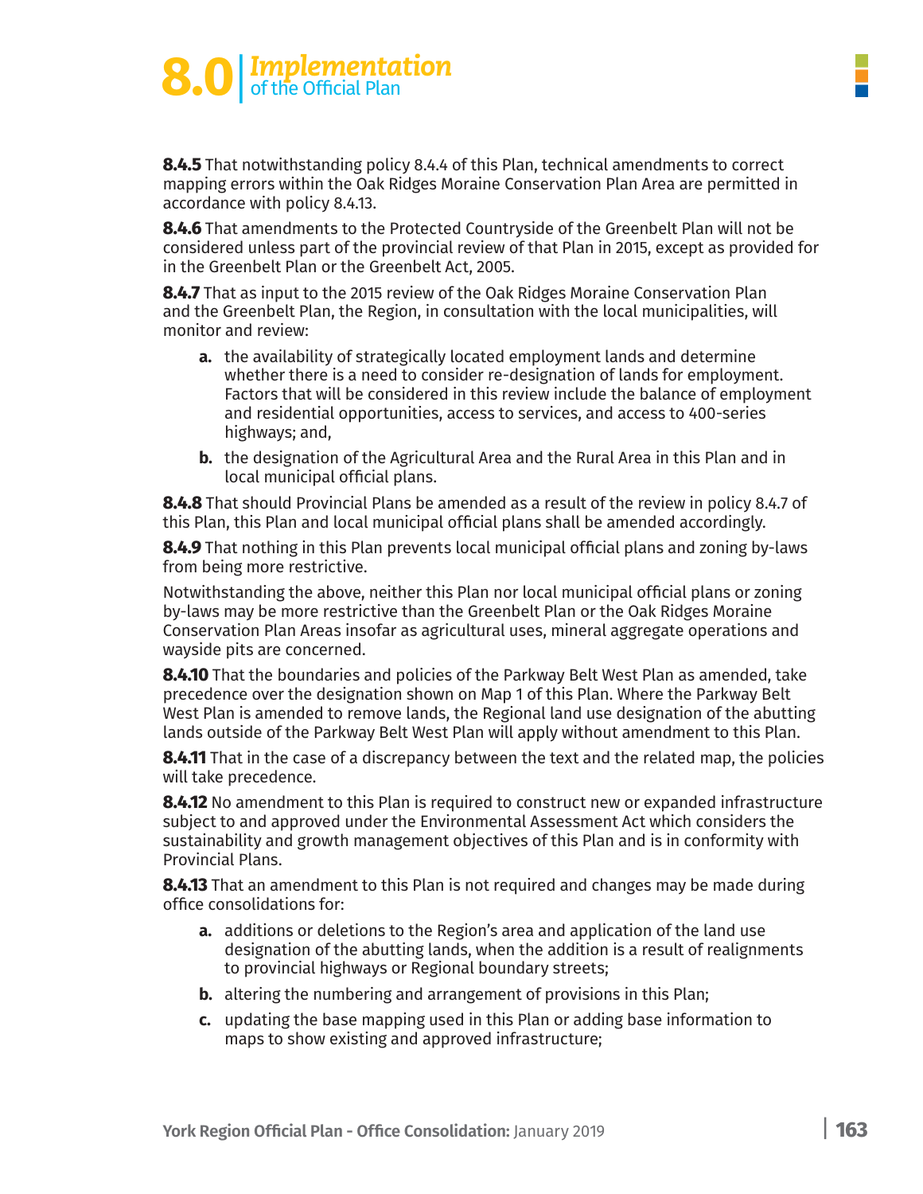**8.4.5** That notwithstanding policy 8.4.4 of this Plan, technical amendments to correct mapping errors within the Oak Ridges Moraine Conservation Plan Area are permitted in accordance with policy 8.4.13.

**8.4.6** That amendments to the Protected Countryside of the Greenbelt Plan will not be considered unless part of the provincial review of that Plan in 2015, except as provided for in the Greenbelt Plan or the Greenbelt Act, 2005.

**8.4.7** That as input to the 2015 review of the Oak Ridges Moraine Conservation Plan and the Greenbelt Plan, the Region, in consultation with the local municipalities, will monitor and review:

- **a.** the availability of strategically located employment lands and determine whether there is a need to consider re-designation of lands for employment. Factors that will be considered in this review include the balance of employment and residential opportunities, access to services, and access to 400-series highways; and,
- **b.** the designation of the Agricultural Area and the Rural Area in this Plan and in local municipal official plans.

**8.4.8** That should Provincial Plans be amended as a result of the review in policy 8.4.7 of this Plan, this Plan and local municipal official plans shall be amended accordingly.

**8.4.9** That nothing in this Plan prevents local municipal official plans and zoning by-laws from being more restrictive.

Notwithstanding the above, neither this Plan nor local municipal official plans or zoning by-laws may be more restrictive than the Greenbelt Plan or the Oak Ridges Moraine Conservation Plan Areas insofar as agricultural uses, mineral aggregate operations and wayside pits are concerned.

**8.4.10** That the boundaries and policies of the Parkway Belt West Plan as amended, take precedence over the designation shown on Map 1 of this Plan. Where the Parkway Belt West Plan is amended to remove lands, the Regional land use designation of the abutting lands outside of the Parkway Belt West Plan will apply without amendment to this Plan.

**8.4.11** That in the case of a discrepancy between the text and the related map, the policies will take precedence.

**8.4.12** No amendment to this Plan is required to construct new or expanded infrastructure subject to and approved under the Environmental Assessment Act which considers the sustainability and growth management objectives of this Plan and is in conformity with Provincial Plans.

**8.4.13** That an amendment to this Plan is not required and changes may be made during office consolidations for:

- **a.** additions or deletions to the Region's area and application of the land use designation of the abutting lands, when the addition is a result of realignments to provincial highways or Regional boundary streets;
- **b.** altering the numbering and arrangement of provisions in this Plan;
- **c.** updating the base mapping used in this Plan or adding base information to maps to show existing and approved infrastructure;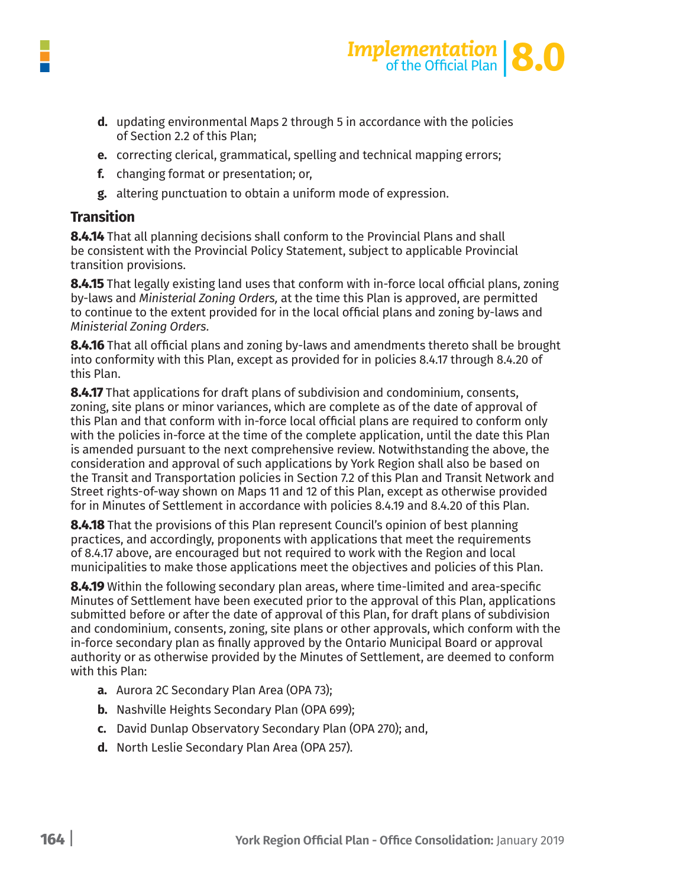d. updating environmental Maps 2 through 5 in accordance with the policies of Section 2.2 of this Plan;
e. correcting clerical, grammatical, spelling and technical mapping errors;
f. changing format or presentation; or,
g. altering punctuation to obtain a uniform mode of expression.

### Transition

**8.4.14** That all planning decisions shall conform to the Provincial Plans and shall be consistent with the Provincial Policy Statement, subject to applicable Provincial transition provisions.

**8.4.15** That legally existing land uses that conform with in-force local official plans, zoning by-laws and *Ministerial Zoning Orders,* at the time this Plan is approved, are permitted to continue to the extent provided for in the local official plans and zoning by-laws and *Ministerial Zoning Orders*.

**8.4.16** That all official plans and zoning by-laws and amendments thereto shall be brought into conformity with this Plan, except as provided for in policies 8.4.17 through 8.4.20 of this Plan.

**8.4.17** That applications for draft plans of subdivision and condominium, consents, zoning, site plans or minor variances, which are complete as of the date of approval of this Plan and that conform with in-force local official plans are required to conform only with the policies in-force at the time of the complete application, until the date this Plan is amended pursuant to the next comprehensive review. Notwithstanding the above, the consideration and approval of such applications by York Region shall also be based on the Transit and Transportation policies in Section 7.2 of this Plan and Transit Network and Street rights-of-way shown on Maps 11 and 12 of this Plan, except as otherwise provided for in Minutes of Settlement in accordance with policies 8.4.19 and 8.4.20 of this Plan.

**8.4.18** That the provisions of this Plan represent Council's opinion of best planning practices, and accordingly, proponents with applications that meet the requirements of 8.4.17 above, are encouraged but not required to work with the Region and local municipalities to make those applications meet the objectives and policies of this Plan.

**8.4.19** Within the following secondary plan areas, where time-limited and area-specific Minutes of Settlement have been executed prior to the approval of this Plan, applications submitted before or after the date of approval of this Plan, for draft plans of subdivision and condominium, consents, zoning, site plans or other approvals, which conform with the in-force secondary plan as finally approved by the Ontario Municipal Board or approval authority or as otherwise provided by the Minutes of Settlement, are deemed to conform with this Plan:

a. Aurora 2C Secondary Plan Area (OPA 73);
b. Nashville Heights Secondary Plan (OPA 699);
c. David Dunlap Observatory Secondary Plan (OPA 270); and,
d. North Leslie Secondary Plan Area (OPA 257).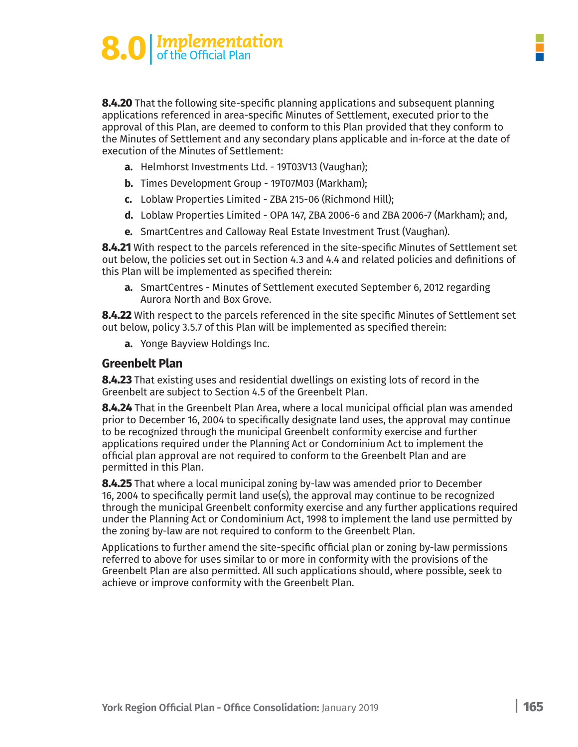**8.4.20** That the following site-specific planning applications and subsequent planning applications referenced in area-specific Minutes of Settlement, executed prior to the approval of this Plan, are deemed to conform to this Plan provided that they conform to the Minutes of Settlement and any secondary plans applicable and in-force at the date of execution of the Minutes of Settlement:

- **a.** Helmhorst Investments Ltd. - 19T03V13 (Vaughan);
- **b.** Times Development Group - 19T07M03 (Markham);
- **c.** Loblaw Properties Limited - ZBA 215-06 (Richmond Hill);
- **d.** Loblaw Properties Limited - OPA 147, ZBA 2006-6 and ZBA 2006-7 (Markham); and,
- **e.** SmartCentres and Calloway Real Estate Investment Trust (Vaughan).

**8.4.21** With respect to the parcels referenced in the site-specific Minutes of Settlement set out below, the policies set out in Section 4.3 and 4.4 and related policies and definitions of this Plan will be implemented as specified therein:

- **a.** SmartCentres - Minutes of Settlement executed September 6, 2012 regarding Aurora North and Box Grove.

**8.4.22** With respect to the parcels referenced in the site specific Minutes of Settlement set out below, policy 3.5.7 of this Plan will be implemented as specified therein:

- **a.** Yonge Bayview Holdings Inc.

## Greenbelt Plan

**8.4.23** That existing uses and residential dwellings on existing lots of record in the Greenbelt are subject to Section 4.5 of the Greenbelt Plan.

**8.4.24** That in the Greenbelt Plan Area, where a local municipal official plan was amended prior to December 16, 2004 to specifically designate land uses, the approval may continue to be recognized through the municipal Greenbelt conformity exercise and further applications required under the Planning Act or Condominium Act to implement the official plan approval are not required to conform to the Greenbelt Plan and are permitted in this Plan.

**8.4.25** That where a local municipal zoning by-law was amended prior to December 16, 2004 to specifically permit land use(s), the approval may continue to be recognized through the municipal Greenbelt conformity exercise and any further applications required under the Planning Act or Condominium Act, 1998 to implement the land use permitted by the zoning by-law are not required to conform to the Greenbelt Plan.

Applications to further amend the site-specific official plan or zoning by-law permissions referred to above for uses similar to or more in conformity with the provisions of the Greenbelt Plan are also permitted. All such applications should, where possible, seek to achieve or improve conformity with the Greenbelt Plan.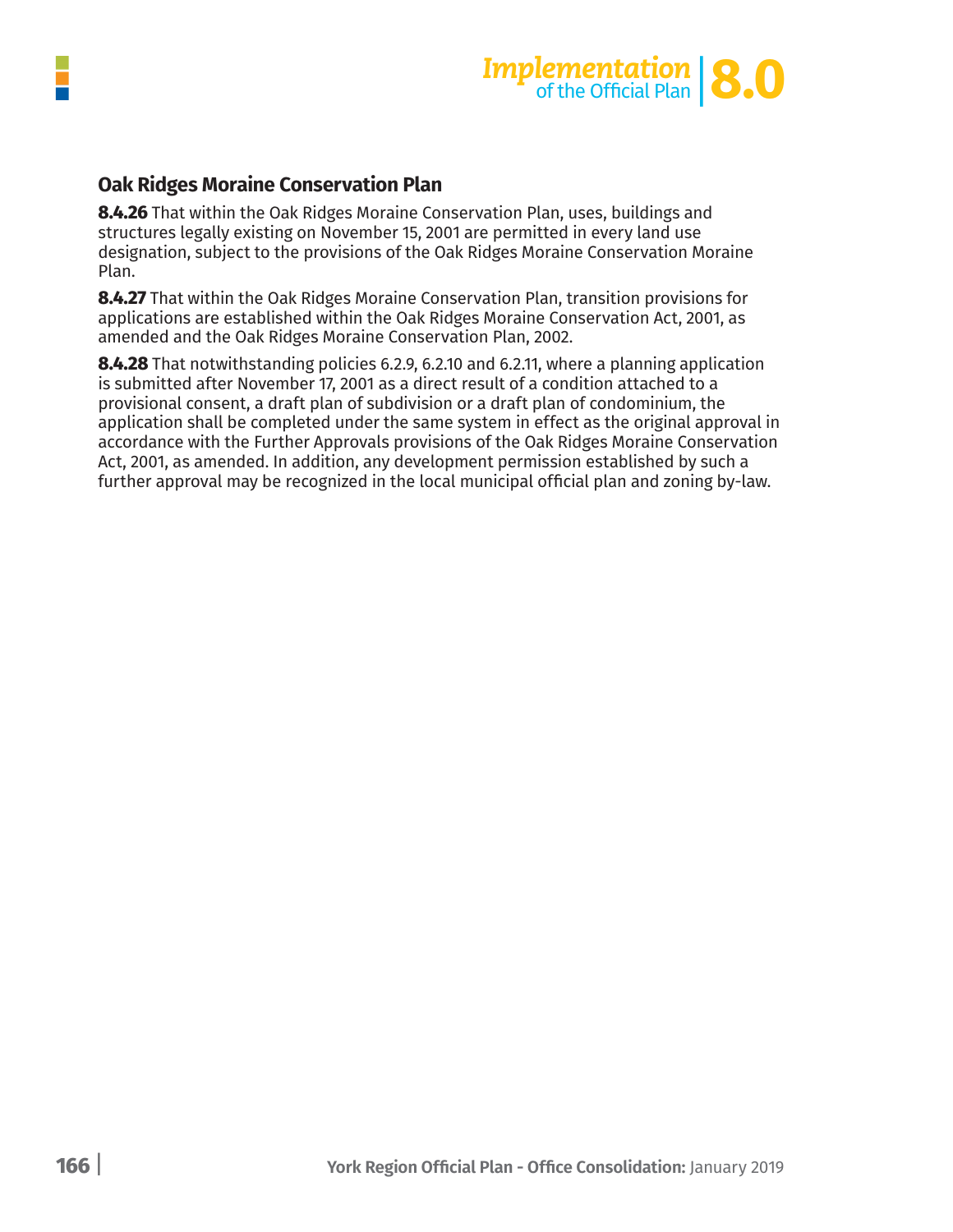## Oak Ridges Moraine Conservation Plan

**8.4.26** That within the Oak Ridges Moraine Conservation Plan, uses, buildings and structures legally existing on November 15, 2001 are permitted in every land use designation, subject to the provisions of the Oak Ridges Moraine Conservation Moraine Plan.

**8.4.27** That within the Oak Ridges Moraine Conservation Plan, transition provisions for applications are established within the Oak Ridges Moraine Conservation Act, 2001, as amended and the Oak Ridges Moraine Conservation Plan, 2002.

**8.4.28** That notwithstanding policies 6.2.9, 6.2.10 and 6.2.11, where a planning application is submitted after November 17, 2001 as a direct result of a condition attached to a provisional consent, a draft plan of subdivision or a draft plan of condominium, the application shall be completed under the same system in effect as the original approval in accordance with the Further Approvals provisions of the Oak Ridges Moraine Conservation Act, 2001, as amended. In addition, any development permission established by such a further approval may be recognized in the local municipal official plan and zoning by-law.